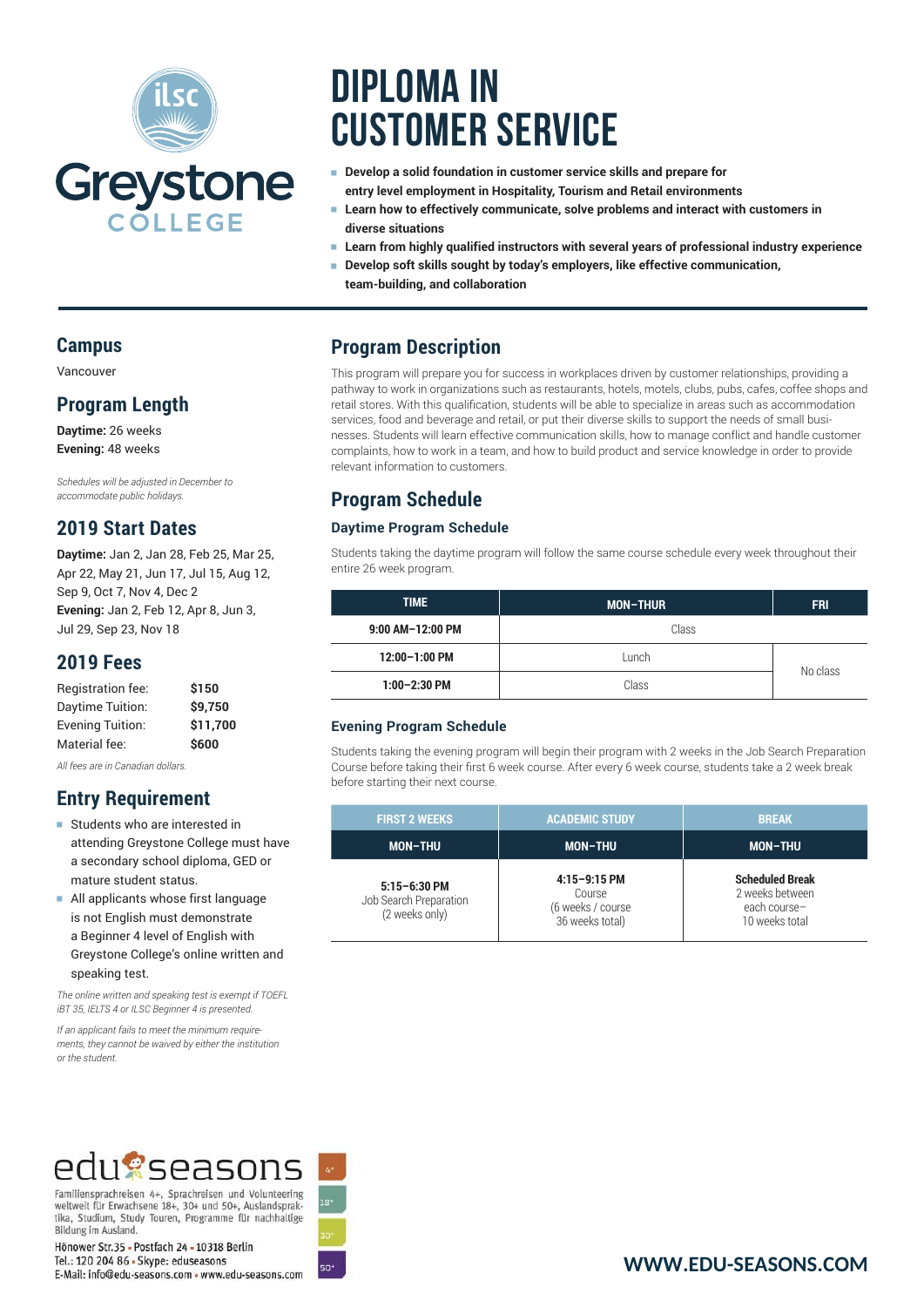ilsc Greystone COLLEGE

# DIPLOMA IN CUSTOMER SERVICE

- **Develop a solid foundation in customer service skills and prepare for entry level employment in Hospitality, Tourism and Retail environments**
- **Learn how to effectively communicate, solve problems and interact with customers in diverse situations**
- **Learn from highly qualified instructors with several years of professional industry experience**
- **Develop soft skills sought by today's employers, like effective communication, team-building, and collaboration**

## Campus

Vancouver

## Program Length

**Daytime:** 26 weeks
**Evening:** 48 weeks

*Schedules will be adjusted in December to accommodate public holidays.*

## 2019 Start Dates

**Daytime:** Jan 2, Jan 28, Feb 25, Mar 25, Apr 22, May 21, Jun 17, Jul 15, Aug 12, Sep 9, Oct 7, Nov 4, Dec 2
**Evening:** Jan 2, Feb 12, Apr 8, Jun 3, Jul 29, Sep 23, Nov 18

## 2019 Fees

| | |
|---|---|
| Registration fee: | **$150** |
| Daytime Tuition: | **$9,750** |
| Evening Tuition: | **$11,700** |
| Material fee: | **$600** |

*All fees are in Canadian dollars.*

## Entry Requirement

- Students who are interested in attending Greystone College must have a secondary school diploma, GED or mature student status.
- All applicants whose first language is not English must demonstrate a Beginner 4 level of English with Greystone College's online written and speaking test.

*The online written and speaking test is exempt if TOEFL iBT 35, IELTS 4 or ILSC Beginner 4 is presented.*

*If an applicant fails to meet the minimum requirements, they cannot be waived by either the institution or the student.*

## Program Description

This program will prepare you for success in workplaces driven by customer relationships, providing a pathway to work in organizations such as restaurants, hotels, motels, clubs, pubs, cafes, coffee shops and retail stores. With this qualification, students will be able to specialize in areas such as accommodation services, food and beverage and retail, or put their diverse skills to support the needs of small businesses. Students will learn effective communication skills, how to manage conflict and handle customer complaints, how to work in a team, and how to build product and service knowledge in order to provide relevant information to customers.

## Program Schedule

### Daytime Program Schedule

Students taking the daytime program will follow the same course schedule every week throughout their entire 26 week program.

| TIME | MON–THUR | FRI |
|---|---|---|
| **9:00 AM–12:00 PM** | Class | |
| **12:00–1:00 PM** | Lunch | No class |
| **1:00–2:30 PM** | Class | |

### Evening Program Schedule

Students taking the evening program will begin their program with 2 weeks in the Job Search Preparation Course before taking their first 6 week course. After every 6 week course, students take a 2 week break before starting their next course.

| FIRST 2 WEEKS | ACADEMIC STUDY | BREAK |
|---|---|---|
| **MON–THU** | **MON–THU** | **MON–THU** |
| **5:15–6:30 PM** Job Search Preparation (2 weeks only) | **4:15–9:15 PM** Course (6 weeks / course 36 weeks total) | **Scheduled Break** 2 weeks between each course– 10 weeks total |

edu seasons

Familiensprachreisen 4+, Sprachreisen und Volunteering weltweit für Erwachsene 18+, 30+ und 50+, Auslandsspraktika, Studium, Study Touren, Programme für nachhaltige Bildung im Ausland.

Hönower Str.35 • Postfach 24 • 10318 Berlin
Tel.: 120 204 86 • Skype: eduseasons
E-Mail: info@edu-seasons.com • www.edu-seasons.com

WWW.EDU-SEASONS.COM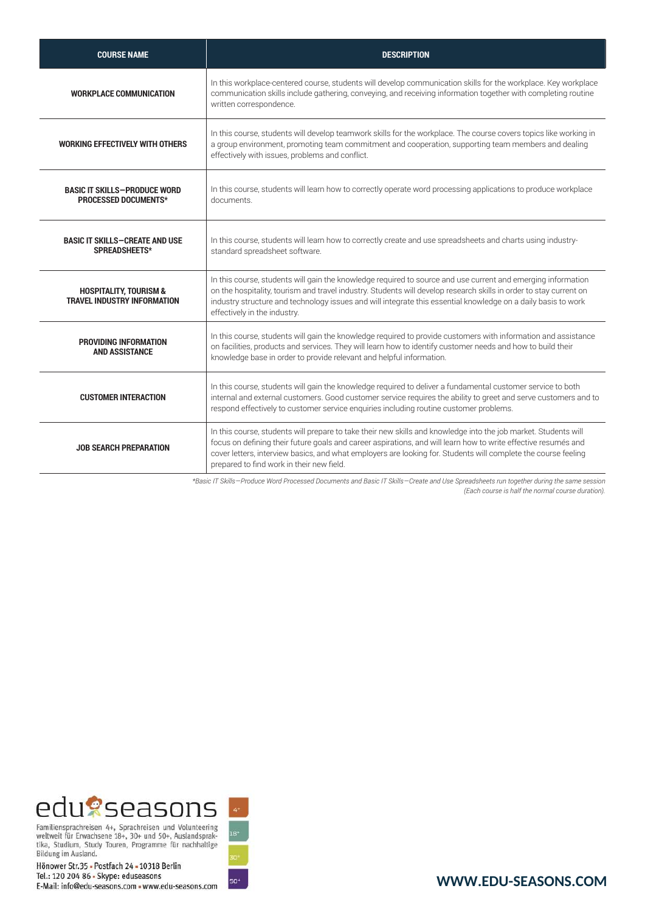| COURSE NAME | DESCRIPTION |
|---|---|
| WORKPLACE COMMUNICATION | In this workplace-centered course, students will develop communication skills for the workplace. Key workplace communication skills include gathering, conveying, and receiving information together with completing routine written correspondence. |
| WORKING EFFECTIVELY WITH OTHERS | In this course, students will develop teamwork skills for the workplace. The course covers topics like working in a group environment, promoting team commitment and cooperation, supporting team members and dealing effectively with issues, problems and conflict. |
| BASIC IT SKILLS—PRODUCE WORD PROCESSED DOCUMENTS* | In this course, students will learn how to correctly operate word processing applications to produce workplace documents. |
| BASIC IT SKILLS—CREATE AND USE SPREADSHEETS* | In this course, students will learn how to correctly create and use spreadsheets and charts using industry-standard spreadsheet software. |
| HOSPITALITY, TOURISM & TRAVEL INDUSTRY INFORMATION | In this course, students will gain the knowledge required to source and use current and emerging information on the hospitality, tourism and travel industry. Students will develop research skills in order to stay current on industry structure and technology issues and will integrate this essential knowledge on a daily basis to work effectively in the industry. |
| PROVIDING INFORMATION AND ASSISTANCE | In this course, students will gain the knowledge required to provide customers with information and assistance on facilities, products and services. They will learn how to identify customer needs and how to build their knowledge base in order to provide relevant and helpful information. |
| CUSTOMER INTERACTION | In this course, students will gain the knowledge required to deliver a fundamental customer service to both internal and external customers. Good customer service requires the ability to greet and serve customers and to respond effectively to customer service enquiries including routine customer problems. |
| JOB SEARCH PREPARATION | In this course, students will prepare to take their new skills and knowledge into the job market. Students will focus on defining their future goals and career aspirations, and will learn how to write effective resumés and cover letters, interview basics, and what employers are looking for. Students will complete the course feeling prepared to find work in their new field. |

*\*Basic IT Skills—Produce Word Processed Documents and Basic IT Skills—Create and Use Spreadsheets run together during the same session (Each course is half the normal course duration).*

edu seasons

Familiensprachreisen 4+, Sprachreisen und Volunteering weltweit für Erwachsene 18+, 30+ und 50+, Auslandspraktika, Studium, Study Touren, Programme für nachhaltige Bildung im Ausland.

Hönower Str.35 • Postfach 24 • 10318 Berlin
Tel.: 120 204 86 • Skype: eduseasons
E-Mail: info@edu-seasons.com • www.edu-seasons.com

4+ 18+ 30+ 50+

WWW.EDU-SEASONS.COM